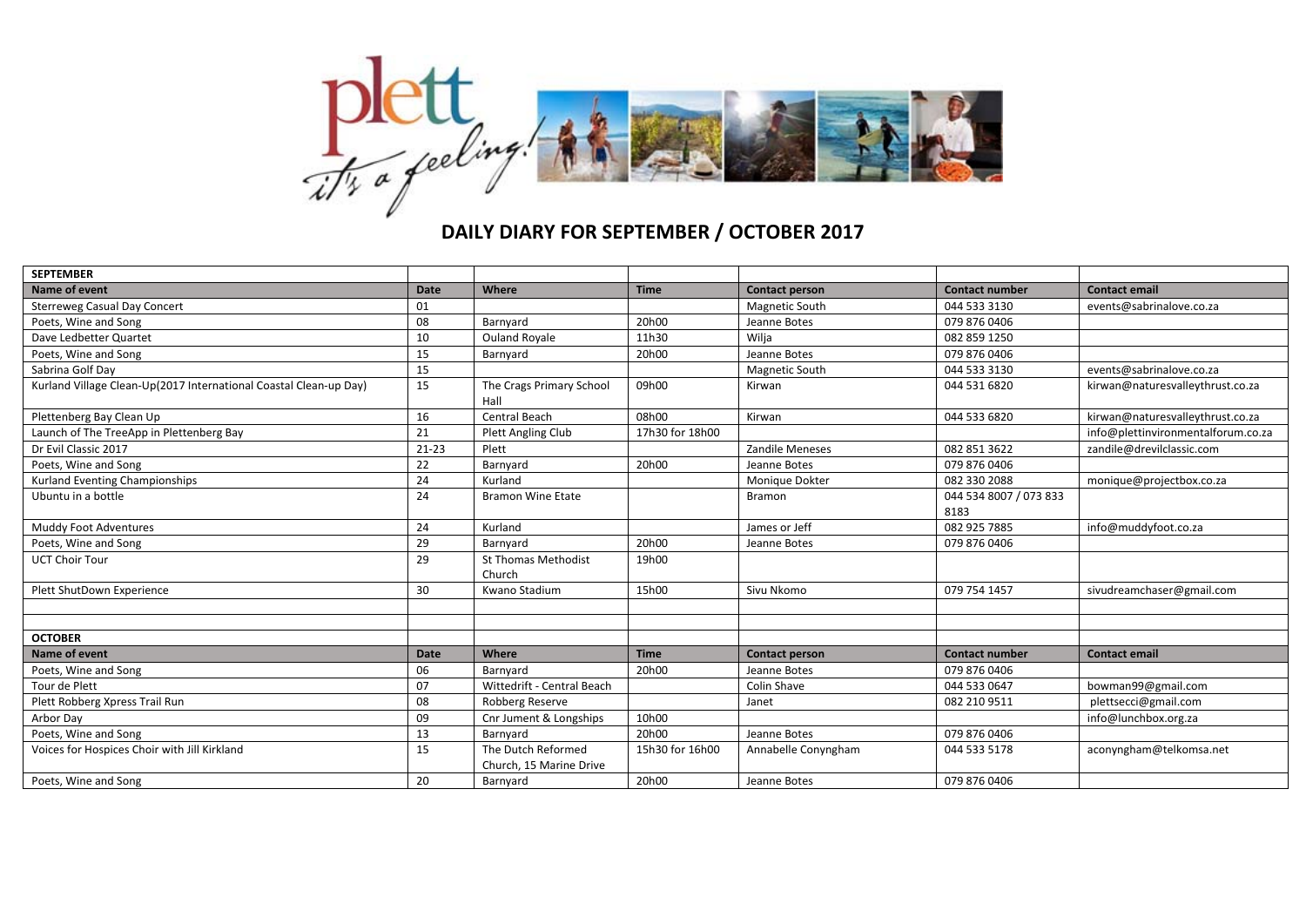# DAILY DIARY FOR SEPTEMBER / OCTOBER 2017

| SEPTEMBER | | | | | | |
|---|---|---|---|---|---|---|
| **Name of event** | **Date** | **Where** | **Time** | **Contact person** | **Contact number** | **Contact email** |
| Sterreweg Casual Day Concert | 01 | | | Magnetic South | 044 533 3130 | events@sabrinalove.co.za |
| Poets, Wine and Song | 08 | Barnyard | 20h00 | Jeanne Botes | 079 876 0406 | |
| Dave Ledbetter Quartet | 10 | Ouland Royale | 11h30 | Wilja | 082 859 1250 | |
| Poets, Wine and Song | 15 | Barnyard | 20h00 | Jeanne Botes | 079 876 0406 | |
| Sabrina Golf Day | 15 | | | Magnetic South | 044 533 3130 | events@sabrinalove.co.za |
| Kurland Village Clean-Up(2017 International Coastal Clean-up Day) | 15 | The Crags Primary School Hall | 09h00 | Kirwan | 044 531 6820 | kirwan@naturesvalleythrust.co.za |
| Plettenberg Bay Clean Up | 16 | Central Beach | 08h00 | Kirwan | 044 533 6820 | kirwan@naturesvalleythrust.co.za |
| Launch of The TreeApp in Plettenberg Bay | 21 | Plett Angling Club | 17h30 for 18h00 | | | info@plettinvironmentalforum.co.za |
| Dr Evil Classic 2017 | 21-23 | Plett | | Zandile Meneses | 082 851 3622 | zandile@drevilclassic.com |
| Poets, Wine and Song | 22 | Barnyard | 20h00 | Jeanne Botes | 079 876 0406 | |
| Kurland Eventing Championships | 24 | Kurland | | Monique Dokter | 082 330 2088 | monique@projectbox.co.za |
| Ubuntu in a bottle | 24 | Bramon Wine Etate | | Bramon | 044 534 8007 / 073 833 8183 | |
| Muddy Foot Adventures | 24 | Kurland | | James or Jeff | 082 925 7885 | info@muddyfoot.co.za |
| Poets, Wine and Song | 29 | Barnyard | 20h00 | Jeanne Botes | 079 876 0406 | |
| UCT Choir Tour | 29 | St Thomas Methodist Church | 19h00 | | | |
| Plett ShutDown Experience | 30 | Kwano Stadium | 15h00 | Sivu Nkomo | 079 754 1457 | sivudreamchaser@gmail.com |
| | | | | | | |
| | | | | | | |
| **OCTOBER** | | | | | | |
| **Name of event** | **Date** | **Where** | **Time** | **Contact person** | **Contact number** | **Contact email** |
| Poets, Wine and Song | 06 | Barnyard | 20h00 | Jeanne Botes | 079 876 0406 | |
| Tour de Plett | 07 | Wittedrift - Central Beach | | Colin Shave | 044 533 0647 | bowman99@gmail.com |
| Plett Robberg Xpress Trail Run | 08 | Robberg Reserve | | Janet | 082 210 9511 | plettsecci@gmail.com |
| Arbor Day | 09 | Cnr Jument & Longships | 10h00 | | | info@lunchbox.org.za |
| Poets, Wine and Song | 13 | Barnyard | 20h00 | Jeanne Botes | 079 876 0406 | |
| Voices for Hospices Choir with Jill Kirkland | 15 | The Dutch Reformed Church, 15 Marine Drive | 15h30 for 16h00 | Annabelle Conyngham | 044 533 5178 | aconyngham@telkomsa.net |
| Poets, Wine and Song | 20 | Barnyard | 20h00 | Jeanne Botes | 079 876 0406 | |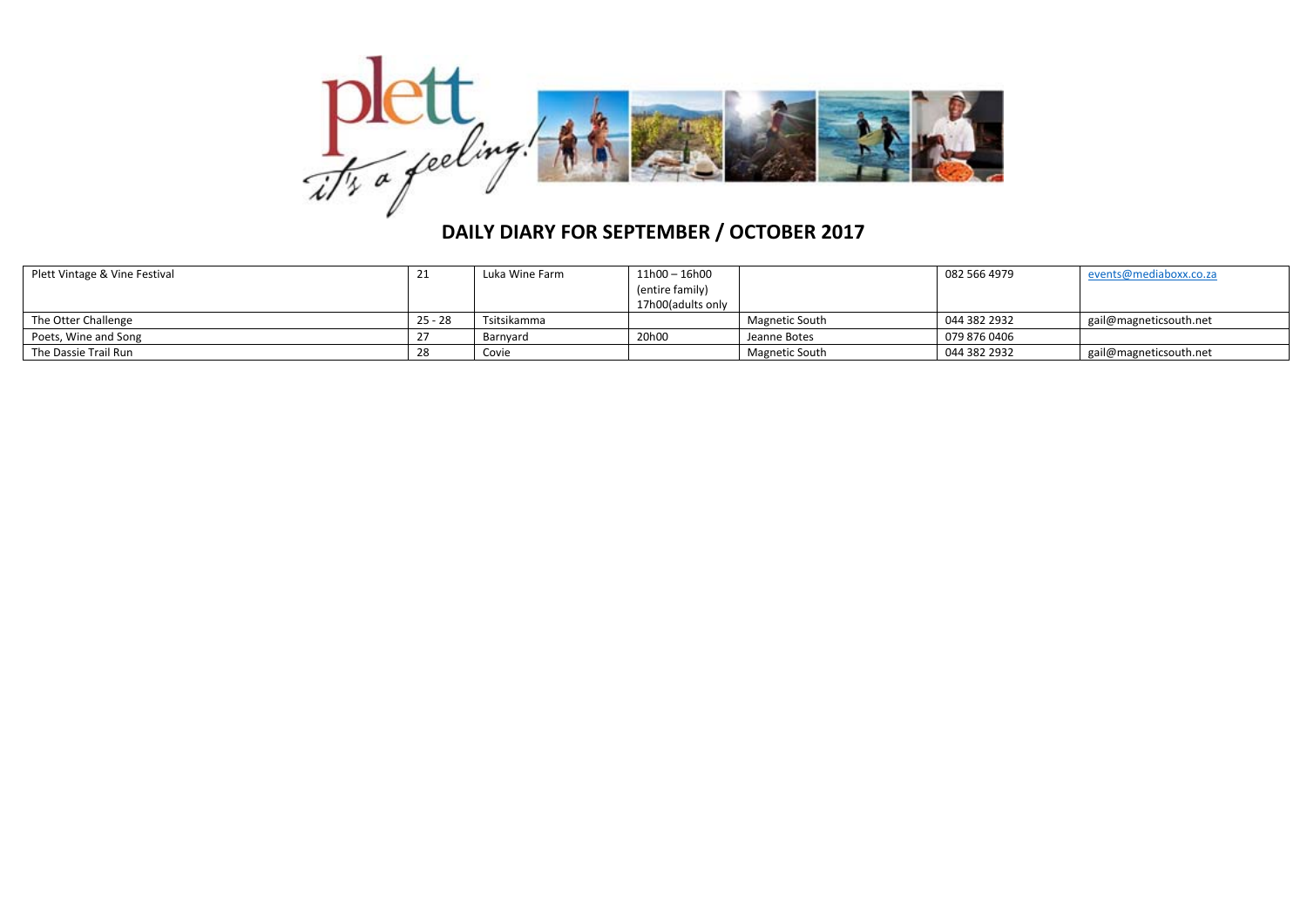# DAILY DIARY FOR SEPTEMBER / OCTOBER 2017

| | | | | | | |
|---|---|---|---|---|---|---|
| Plett Vintage & Vine Festival | 21 | Luka Wine Farm | 11h00 – 16h00 (entire family) 17h00(adults only | | 082 566 4979 | events@mediaboxx.co.za |
| The Otter Challenge | 25 - 28 | Tsitsikamma | | Magnetic South | 044 382 2932 | gail@magneticsouth.net |
| Poets, Wine and Song | 27 | Barnyard | 20h00 | Jeanne Botes | 079 876 0406 | |
| The Dassie Trail Run | 28 | Covie | | Magnetic South | 044 382 2932 | gail@magneticsouth.net |